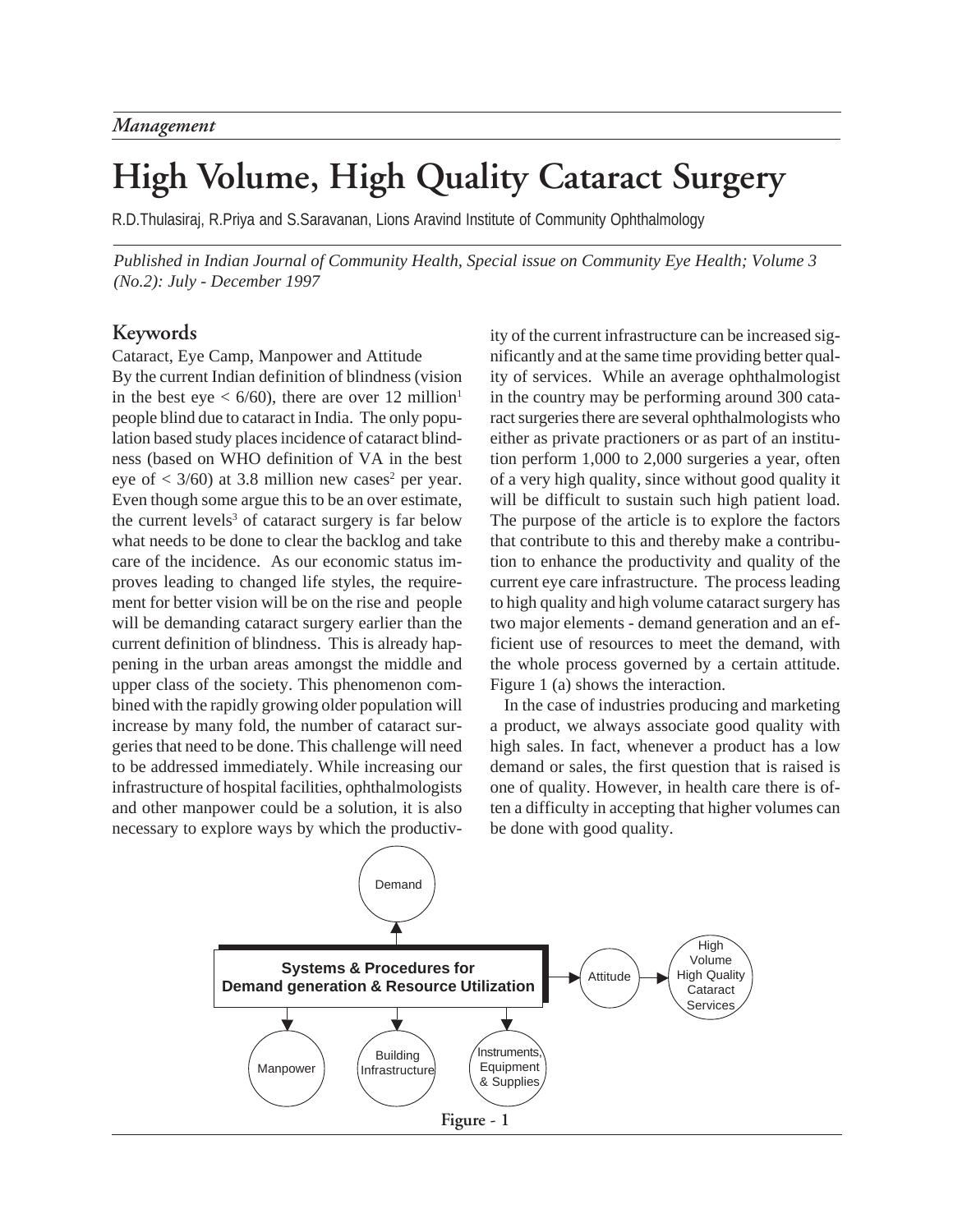*Management*

# High Volume, High Quality Cataract Surgery

R.D.Thulasiraj, R.Priya and S.Saravanan, Lions Aravind Institute of Community Ophthalmology

*Published in Indian Journal of Community Health, Special issue on Community Eye Health; Volume 3 (No.2): July - December 1997*

## Keywords

Cataract, Eye Camp, Manpower and Attitude

By the current Indian definition of blindness (vision in the best eye < 6/60), there are over 12 million[1] people blind due to cataract in India. The only population based study places incidence of cataract blindness (based on WHO definition of VA in the best eye of < 3/60) at 3.8 million new cases[2] per year. Even though some argue this to be an over estimate, the current levels[3] of cataract surgery is far below what needs to be done to clear the backlog and take care of the incidence. As our economic status improves leading to changed life styles, the requirement for better vision will be on the rise and people will be demanding cataract surgery earlier than the current definition of blindness. This is already happening in the urban areas amongst the middle and upper class of the society. This phenomenon combined with the rapidly growing older population will increase by many fold, the number of cataract surgeries that need to be done. This challenge will need to be addressed immediately. While increasing our infrastructure of hospital facilities, ophthalmologists and other manpower could be a solution, it is also necessary to explore ways by which the productivity of the current infrastructure can be increased significantly and at the same time providing better quality of services. While an average ophthalmologist in the country may be performing around 300 cataract surgeries there are several ophthalmologists who either as private practioners or as part of an institution perform 1,000 to 2,000 surgeries a year, often of a very high quality, since without good quality it will be difficult to sustain such high patient load. The purpose of the article is to explore the factors that contribute to this and thereby make a contribution to enhance the productivity and quality of the current eye care infrastructure. The process leading to high quality and high volume cataract surgery has two major elements - demand generation and an efficient use of resources to meet the demand, with the whole process governed by a certain attitude. Figure 1 (a) shows the interaction.

In the case of industries producing and marketing a product, we always associate good quality with high sales. In fact, whenever a product has a low demand or sales, the first question that is raised is one of quality. However, in health care there is often a difficulty in accepting that higher volumes can be done with good quality.

Demand ← Systems & Procedures for Demand generation & Resource Utilization → Attitude → High Volume High Quality Cataract Services

Systems & Procedures for Demand generation & Resource Utilization → Manpower; Building Infrastructure; Instruments, Equipment & Supplies

Figure - 1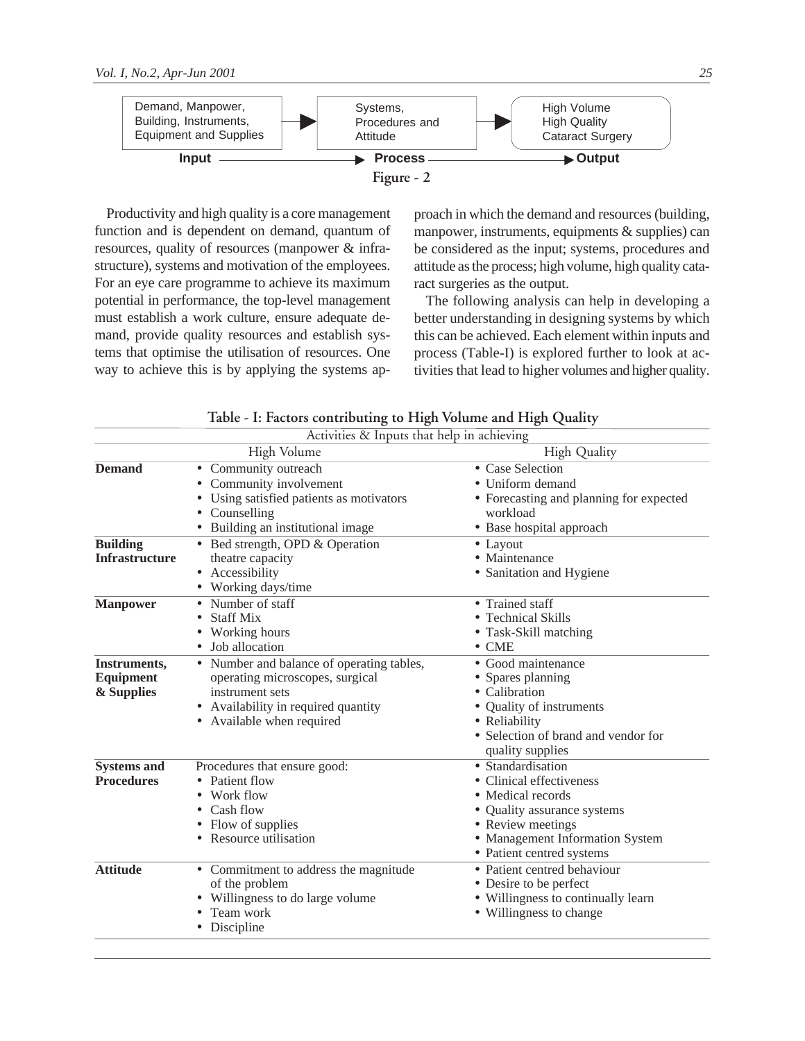Demand, Manpower, Building, Instruments, Equipment and Supplies → Systems, Procedures and Attitude → High Volume High Quality Cataract Surgery

**Input** → **Process** → **Output**

**Figure - 2**

Productivity and high quality is a core management function and is dependent on demand, quantum of resources, quality of resources (manpower & infrastructure), systems and motivation of the employees. For an eye care programme to achieve its maximum potential in performance, the top-level management must establish a work culture, ensure adequate demand, provide quality resources and establish systems that optimise the utilisation of resources. One way to achieve this is by applying the systems approach in which the demand and resources (building, manpower, instruments, equipments & supplies) can be considered as the input; systems, procedures and attitude as the process; high volume, high quality cataract surgeries as the output.

The following analysis can help in developing a better understanding in designing systems by which this can be achieved. Each element within inputs and process (Table-I) is explored further to look at activities that lead to higher volumes and higher quality.

**Table - I: Factors contributing to High Volume and High Quality**

| | Activities & Inputs that help in achieving | |
|---|---|---|
| | High Volume | High Quality |
| **Demand** | • Community outreach<br>• Community involvement<br>• Using satisfied patients as motivators<br>• Counselling<br>• Building an institutional image | • Case Selection<br>• Uniform demand<br>• Forecasting and planning for expected workload<br>• Base hospital approach |
| **Building Infrastructure** | • Bed strength, OPD & Operation theatre capacity<br>• Accessibility<br>• Working days/time | • Layout<br>• Maintenance<br>• Sanitation and Hygiene |
| **Manpower** | • Number of staff<br>• Staff Mix<br>• Working hours<br>• Job allocation | • Trained staff<br>• Technical Skills<br>• Task-Skill matching<br>• CME |
| **Instruments, Equipment & Supplies** | • Number and balance of operating tables, operating microscopes, surgical instrument sets<br>• Availability in required quantity<br>• Available when required | • Good maintenance<br>• Spares planning<br>• Calibration<br>• Quality of instruments<br>• Reliability<br>• Selection of brand and vendor for quality supplies |
| **Systems and Procedures** | Procedures that ensure good:<br>• Patient flow<br>• Work flow<br>• Cash flow<br>• Flow of supplies<br>• Resource utilisation | • Standardisation<br>• Clinical effectiveness<br>• Medical records<br>• Quality assurance systems<br>• Review meetings<br>• Management Information System<br>• Patient centred systems |
| **Attitude** | • Commitment to address the magnitude of the problem<br>• Willingness to do large volume<br>• Team work<br>• Discipline | • Patient centred behaviour<br>• Desire to be perfect<br>• Willingness to continually learn<br>• Willingness to change |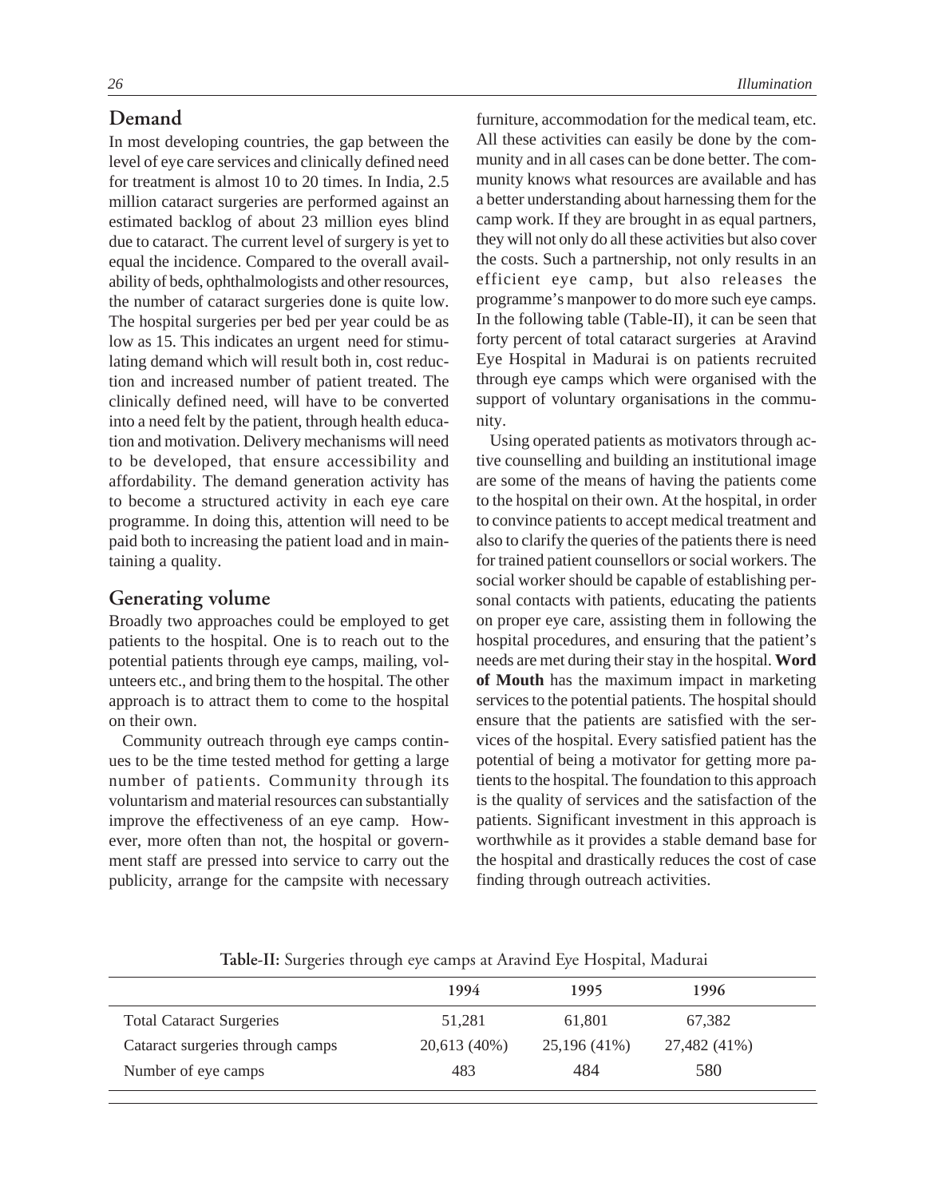## Demand

In most developing countries, the gap between the level of eye care services and clinically defined need for treatment is almost 10 to 20 times. In India, 2.5 million cataract surgeries are performed against an estimated backlog of about 23 million eyes blind due to cataract. The current level of surgery is yet to equal the incidence. Compared to the overall availability of beds, ophthalmologists and other resources, the number of cataract surgeries done is quite low. The hospital surgeries per bed per year could be as low as 15. This indicates an urgent need for stimulating demand which will result both in, cost reduction and increased number of patient treated. The clinically defined need, will have to be converted into a need felt by the patient, through health education and motivation. Delivery mechanisms will need to be developed, that ensure accessibility and affordability. The demand generation activity has to become a structured activity in each eye care programme. In doing this, attention will need to be paid both to increasing the patient load and in maintaining a quality.

## Generating volume

Broadly two approaches could be employed to get patients to the hospital. One is to reach out to the potential patients through eye camps, mailing, volunteers etc., and bring them to the hospital. The other approach is to attract them to come to the hospital on their own.

Community outreach through eye camps continues to be the time tested method for getting a large number of patients. Community through its voluntarism and material resources can substantially improve the effectiveness of an eye camp. However, more often than not, the hospital or government staff are pressed into service to carry out the publicity, arrange for the campsite with necessary furniture, accommodation for the medical team, etc. All these activities can easily be done by the community and in all cases can be done better. The community knows what resources are available and has a better understanding about harnessing them for the camp work. If they are brought in as equal partners, they will not only do all these activities but also cover the costs. Such a partnership, not only results in an efficient eye camp, but also releases the programme's manpower to do more such eye camps. In the following table (Table-II), it can be seen that forty percent of total cataract surgeries at Aravind Eye Hospital in Madurai is on patients recruited through eye camps which were organised with the support of voluntary organisations in the community.

Using operated patients as motivators through active counselling and building an institutional image are some of the means of having the patients come to the hospital on their own. At the hospital, in order to convince patients to accept medical treatment and also to clarify the queries of the patients there is need for trained patient counsellors or social workers. The social worker should be capable of establishing personal contacts with patients, educating the patients on proper eye care, assisting them in following the hospital procedures, and ensuring that the patient's needs are met during their stay in the hospital. **Word of Mouth** has the maximum impact in marketing services to the potential patients. The hospital should ensure that the patients are satisfied with the services of the hospital. Every satisfied patient has the potential of being a motivator for getting more patients to the hospital. The foundation to this approach is the quality of services and the satisfaction of the patients. Significant investment in this approach is worthwhile as it provides a stable demand base for the hospital and drastically reduces the cost of case finding through outreach activities.

**Table-II:** Surgeries through eye camps at Aravind Eye Hospital, Madurai

| | 1994 | 1995 | 1996 |
|---|---|---|---|
| Total Cataract Surgeries | 51,281 | 61,801 | 67,382 |
| Cataract surgeries through camps | 20,613 (40%) | 25,196 (41%) | 27,482 (41%) |
| Number of eye camps | 483 | 484 | 580 |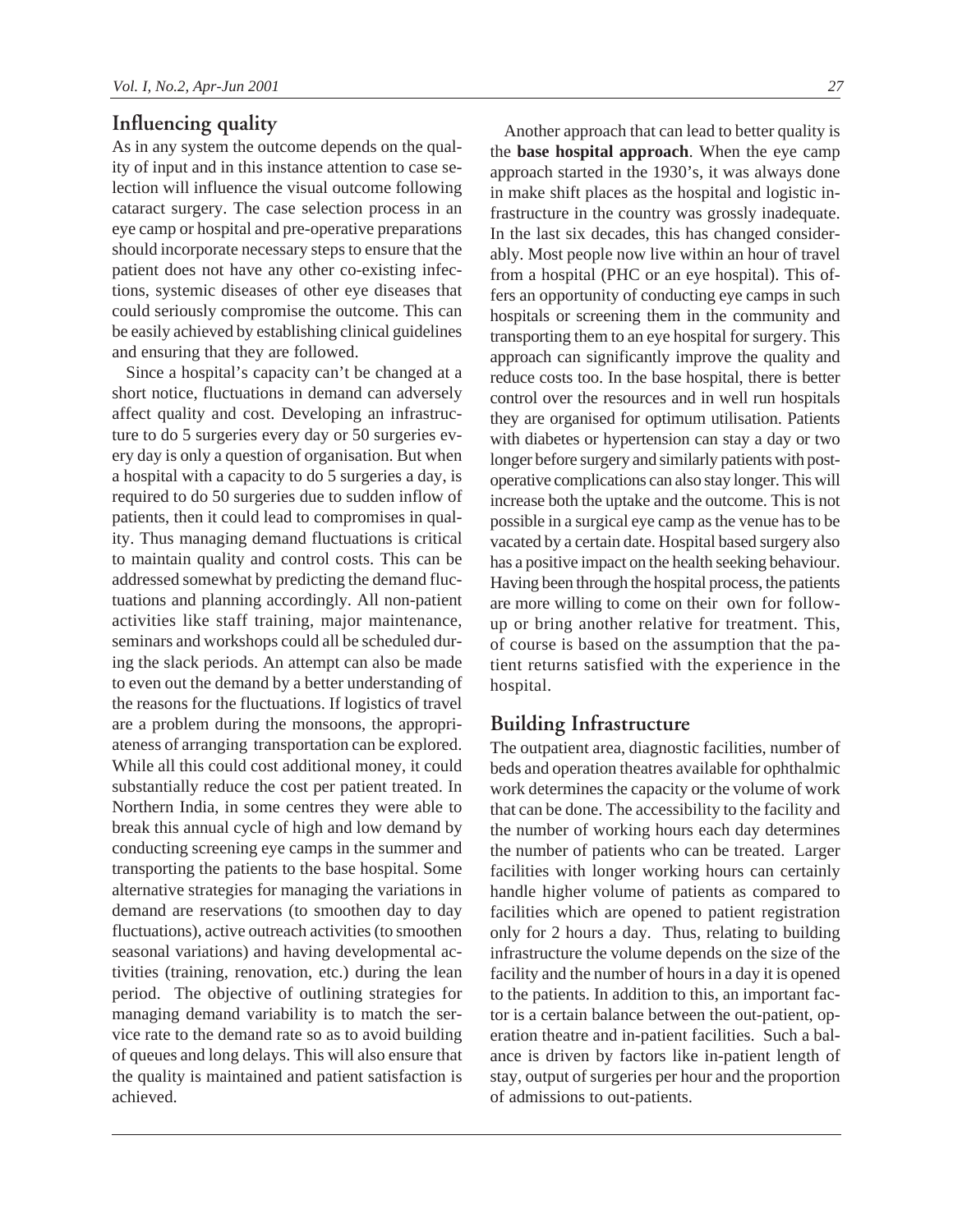## Influencing quality

As in any system the outcome depends on the quality of input and in this instance attention to case selection will influence the visual outcome following cataract surgery. The case selection process in an eye camp or hospital and pre-operative preparations should incorporate necessary steps to ensure that the patient does not have any other co-existing infections, systemic diseases of other eye diseases that could seriously compromise the outcome. This can be easily achieved by establishing clinical guidelines and ensuring that they are followed.

Since a hospital's capacity can't be changed at a short notice, fluctuations in demand can adversely affect quality and cost. Developing an infrastructure to do 5 surgeries every day or 50 surgeries every day is only a question of organisation. But when a hospital with a capacity to do 5 surgeries a day, is required to do 50 surgeries due to sudden inflow of patients, then it could lead to compromises in quality. Thus managing demand fluctuations is critical to maintain quality and control costs. This can be addressed somewhat by predicting the demand fluctuations and planning accordingly. All non-patient activities like staff training, major maintenance, seminars and workshops could all be scheduled during the slack periods. An attempt can also be made to even out the demand by a better understanding of the reasons for the fluctuations. If logistics of travel are a problem during the monsoons, the appropriateness of arranging transportation can be explored. While all this could cost additional money, it could substantially reduce the cost per patient treated. In Northern India, in some centres they were able to break this annual cycle of high and low demand by conducting screening eye camps in the summer and transporting the patients to the base hospital. Some alternative strategies for managing the variations in demand are reservations (to smoothen day to day fluctuations), active outreach activities (to smoothen seasonal variations) and having developmental activities (training, renovation, etc.) during the lean period. The objective of outlining strategies for managing demand variability is to match the service rate to the demand rate so as to avoid building of queues and long delays. This will also ensure that the quality is maintained and patient satisfaction is achieved.

Another approach that can lead to better quality is the **base hospital approach**. When the eye camp approach started in the 1930's, it was always done in make shift places as the hospital and logistic infrastructure in the country was grossly inadequate. In the last six decades, this has changed considerably. Most people now live within an hour of travel from a hospital (PHC or an eye hospital). This offers an opportunity of conducting eye camps in such hospitals or screening them in the community and transporting them to an eye hospital for surgery. This approach can significantly improve the quality and reduce costs too. In the base hospital, there is better control over the resources and in well run hospitals they are organised for optimum utilisation. Patients with diabetes or hypertension can stay a day or two longer before surgery and similarly patients with post-operative complications can also stay longer. This will increase both the uptake and the outcome. This is not possible in a surgical eye camp as the venue has to be vacated by a certain date. Hospital based surgery also has a positive impact on the health seeking behaviour. Having been through the hospital process, the patients are more willing to come on their own for follow-up or bring another relative for treatment. This, of course is based on the assumption that the patient returns satisfied with the experience in the hospital.

## Building Infrastructure

The outpatient area, diagnostic facilities, number of beds and operation theatres available for ophthalmic work determines the capacity or the volume of work that can be done. The accessibility to the facility and the number of working hours each day determines the number of patients who can be treated. Larger facilities with longer working hours can certainly handle higher volume of patients as compared to facilities which are opened to patient registration only for 2 hours a day. Thus, relating to building infrastructure the volume depends on the size of the facility and the number of hours in a day it is opened to the patients. In addition to this, an important factor is a certain balance between the out-patient, operation theatre and in-patient facilities. Such a balance is driven by factors like in-patient length of stay, output of surgeries per hour and the proportion of admissions to out-patients.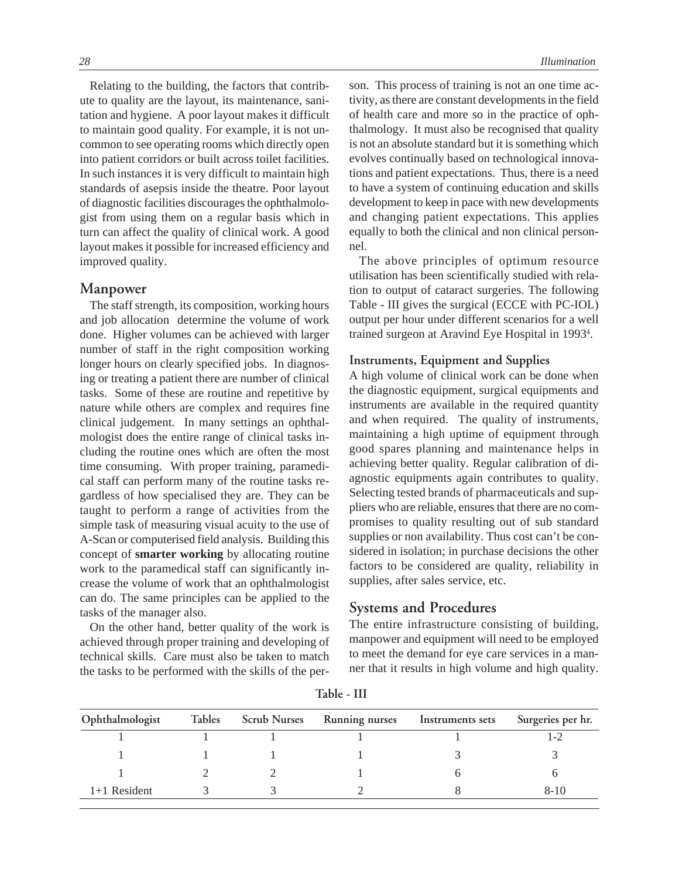Relating to the building, the factors that contribute to quality are the layout, its maintenance, sanitation and hygiene. A poor layout makes it difficult to maintain good quality. For example, it is not uncommon to see operating rooms which directly open into patient corridors or built across toilet facilities. In such instances it is very difficult to maintain high standards of asepsis inside the theatre. Poor layout of diagnostic facilities discourages the ophthalmologist from using them on a regular basis which in turn can affect the quality of clinical work. A good layout makes it possible for increased efficiency and improved quality.

## Manpower

The staff strength, its composition, working hours and job allocation determine the volume of work done. Higher volumes can be achieved with larger number of staff in the right composition working longer hours on clearly specified jobs. In diagnosing or treating a patient there are number of clinical tasks. Some of these are routine and repetitive by nature while others are complex and requires fine clinical judgement. In many settings an ophthalmologist does the entire range of clinical tasks including the routine ones which are often the most time consuming. With proper training, paramedical staff can perform many of the routine tasks regardless of how specialised they are. They can be taught to perform a range of activities from the simple task of measuring visual acuity to the use of A-Scan or computerised field analysis. Building this concept of **smarter working** by allocating routine work to the paramedical staff can significantly increase the volume of work that an ophthalmologist can do. The same principles can be applied to the tasks of the manager also.

On the other hand, better quality of the work is achieved through proper training and developing of technical skills. Care must also be taken to match the tasks to be performed with the skills of the person. This process of training is not an one time activity, as there are constant developments in the field of health care and more so in the practice of ophthalmology. It must also be recognised that quality is not an absolute standard but it is something which evolves continually based on technological innovations and patient expectations. Thus, there is a need to have a system of continuing education and skills development to keep in pace with new developments and changing patient expectations. This applies equally to both the clinical and non clinical personnel.

The above principles of optimum resource utilisation has been scientifically studied with relation to output of cataract surgeries. The following Table - III gives the surgical (ECCE with PC-IOL) output per hour under different scenarios for a well trained surgeon at Aravind Eye Hospital in 1993[4].

### Instruments, Equipment and Supplies

A high volume of clinical work can be done when the diagnostic equipment, surgical equipments and instruments are available in the required quantity and when required. The quality of instruments, maintaining a high uptime of equipment through good spares planning and maintenance helps in achieving better quality. Regular calibration of diagnostic equipments again contributes to quality. Selecting tested brands of pharmaceuticals and suppliers who are reliable, ensures that there are no compromises to quality resulting out of sub standard supplies or non availability. Thus cost can't be considered in isolation; in purchase decisions the other factors to be considered are quality, reliability in supplies, after sales service, etc.

## Systems and Procedures

The entire infrastructure consisting of building, manpower and equipment will need to be employed to meet the demand for eye care services in a manner that it results in high volume and high quality.

**Table - III**

| Ophthalmologist | Tables | Scrub Nurses | Running nurses | Instruments sets | Surgeries per hr. |
|---|---|---|---|---|---|
| 1 | 1 | 1 | 1 | 1 | 1-2 |
| 1 | 1 | 1 | 1 | 3 | 3 |
| 1 | 2 | 2 | 1 | 6 | 6 |
| 1+1 Resident | 3 | 3 | 2 | 8 | 8-10 |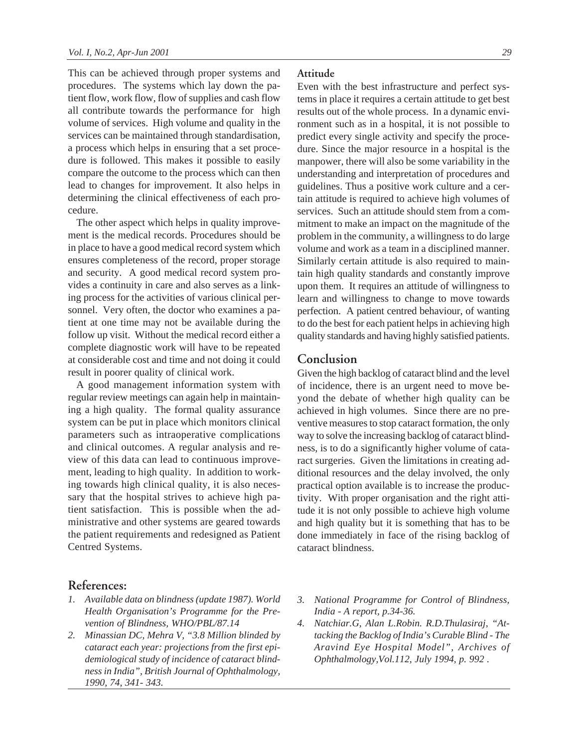This can be achieved through proper systems and procedures. The systems which lay down the patient flow, work flow, flow of supplies and cash flow all contribute towards the performance for high volume of services. High volume and quality in the services can be maintained through standardisation, a process which helps in ensuring that a set procedure is followed. This makes it possible to easily compare the outcome to the process which can then lead to changes for improvement. It also helps in determining the clinical effectiveness of each procedure.

The other aspect which helps in quality improvement is the medical records. Procedures should be in place to have a good medical record system which ensures completeness of the record, proper storage and security. A good medical record system provides a continuity in care and also serves as a linking process for the activities of various clinical personnel. Very often, the doctor who examines a patient at one time may not be available during the follow up visit. Without the medical record either a complete diagnostic work will have to be repeated at considerable cost and time and not doing it could result in poorer quality of clinical work.

A good management information system with regular review meetings can again help in maintaining a high quality. The formal quality assurance system can be put in place which monitors clinical parameters such as intraoperative complications and clinical outcomes. A regular analysis and review of this data can lead to continuous improvement, leading to high quality. In addition to working towards high clinical quality, it is also necessary that the hospital strives to achieve high patient satisfaction. This is possible when the administrative and other systems are geared towards the patient requirements and redesigned as Patient Centred Systems.

### Attitude

Even with the best infrastructure and perfect systems in place it requires a certain attitude to get best results out of the whole process. In a dynamic environment such as in a hospital, it is not possible to predict every single activity and specify the procedure. Since the major resource in a hospital is the manpower, there will also be some variability in the understanding and interpretation of procedures and guidelines. Thus a positive work culture and a certain attitude is required to achieve high volumes of services. Such an attitude should stem from a commitment to make an impact on the magnitude of the problem in the community, a willingness to do large volume and work as a team in a disciplined manner. Similarly certain attitude is also required to maintain high quality standards and constantly improve upon them. It requires an attitude of willingness to learn and willingness to change to move towards perfection. A patient centred behaviour, of wanting to do the best for each patient helps in achieving high quality standards and having highly satisfied patients.

## Conclusion

Given the high backlog of cataract blind and the level of incidence, there is an urgent need to move beyond the debate of whether high quality can be achieved in high volumes. Since there are no preventive measures to stop cataract formation, the only way to solve the increasing backlog of cataract blindness, is to do a significantly higher volume of cataract surgeries. Given the limitations in creating additional resources and the delay involved, the only practical option available is to increase the productivity. With proper organisation and the right attitude it is not only possible to achieve high volume and high quality but it is something that has to be done immediately in face of the rising backlog of cataract blindness.

## References:

1. *Available data on blindness (update 1987). World Health Organisation's Programme for the Prevention of Blindness, WHO/PBL/87.14*
2. *Minassian DC, Mehra V, "3.8 Million blinded by cataract each year: projections from the first epidemiological study of incidence of cataract blindness in India", British Journal of Ophthalmology, 1990, 74, 341- 343.*
3. *National Programme for Control of Blindness, India - A report, p.34-36.*
4. *Natchiar.G, Alan L.Robin. R.D.Thulasiraj, "Attacking the Backlog of India's Curable Blind - The Aravind Eye Hospital Model", Archives of Ophthalmology,Vol.112, July 1994, p. 992 .*